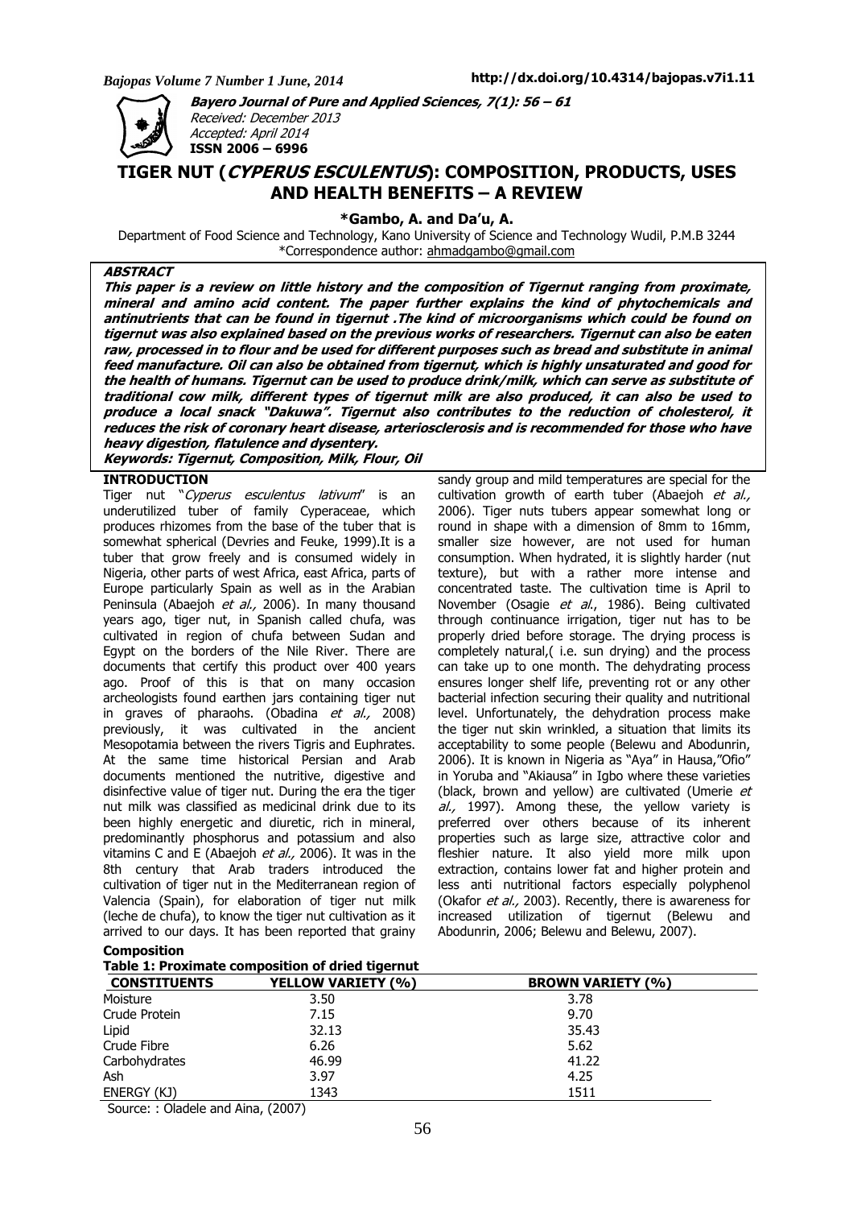**Bayero Journal of Pure and Applied Sciences, 7(1): 56 – 61**
Received: December 2013
Accepted: April 2014
**ISSN 2006 – 6996**

# TIGER NUT (*CYPERUS ESCULENTUS*): COMPOSITION, PRODUCTS, USES AND HEALTH BENEFITS – A REVIEW

**\*Gambo, A. and Da'u, A.**

Department of Food Science and Technology, Kano University of Science and Technology Wudil, P.M.B 3244
\*Correspondence author: ahmadgambo@gmail.com

## ABSTRACT

***This paper is a review on little history and the composition of Tigernut ranging from proximate, mineral and amino acid content. The paper further explains the kind of phytochemicals and antinutrients that can be found in tigernut .The kind of microorganisms which could be found on tigernut was also explained based on the previous works of researchers. Tigernut can also be eaten raw, processed in to flour and be used for different purposes such as bread and substitute in animal feed manufacture. Oil can also be obtained from tigernut, which is highly unsaturated and good for the health of humans. Tigernut can be used to produce drink/milk, which can serve as substitute of traditional cow milk, different types of tigernut milk are also produced, it can also be used to produce a local snack "Dakuwa". Tigernut also contributes to the reduction of cholesterol, it reduces the risk of coronary heart disease, arteriosclerosis and is recommended for those who have heavy digestion, flatulence and dysentery.***

***Keywords: Tigernut, Composition, Milk, Flour, Oil***

## INTRODUCTION

Tiger nut "*Cyperus esculentus lativum*" is an underutilized tuber of family Cyperaceae, which produces rhizomes from the base of the tuber that is somewhat spherical (Devries and Feuke, 1999).It is a tuber that grow freely and is consumed widely in Nigeria, other parts of west Africa, east Africa, parts of Europe particularly Spain as well as in the Arabian Peninsula (Abaejoh *et al.,* 2006). In many thousand years ago, tiger nut, in Spanish called chufa, was cultivated in region of chufa between Sudan and Egypt on the borders of the Nile River. There are documents that certify this product over 400 years ago. Proof of this is that on many occasion archeologists found earthen jars containing tiger nut in graves of pharaohs. (Obadina *et al.,* 2008) previously, it was cultivated in the ancient Mesopotamia between the rivers Tigris and Euphrates. At the same time historical Persian and Arab documents mentioned the nutritive, digestive and disinfective value of tiger nut. During the era the tiger nut milk was classified as medicinal drink due to its been highly energetic and diuretic, rich in mineral, predominantly phosphorus and potassium and also vitamins C and E (Abaejoh *et al.,* 2006). It was in the 8th century that Arab traders introduced the cultivation of tiger nut in the Mediterranean region of Valencia (Spain), for elaboration of tiger nut milk (leche de chufa), to know the tiger nut cultivation as it arrived to our days. It has been reported that grainy sandy group and mild temperatures are special for the cultivation growth of earth tuber (Abaejoh *et al.,* 2006). Tiger nuts tubers appear somewhat long or round in shape with a dimension of 8mm to 16mm, smaller size however, are not used for human consumption. When hydrated, it is slightly harder (nut texture), but with a rather more intense and concentrated taste. The cultivation time is April to November (Osagie *et al.*, 1986). Being cultivated through continuance irrigation, tiger nut has to be properly dried before storage. The drying process is completely natural,( i.e. sun drying) and the process can take up to one month. The dehydrating process ensures longer shelf life, preventing rot or any other bacterial infection securing their quality and nutritional level. Unfortunately, the dehydration process make the tiger nut skin wrinkled, a situation that limits its acceptability to some people (Belewu and Abodunrin, 2006). It is known in Nigeria as "Aya" in Hausa,"Ofio" in Yoruba and "Akiausa" in Igbo where these varieties (black, brown and yellow) are cultivated (Umerie *et al.,* 1997). Among these, the yellow variety is preferred over others because of its inherent properties such as large size, attractive color and fleshier nature. It also yield more milk upon extraction, contains lower fat and higher protein and less anti nutritional factors especially polyphenol (Okafor *et al.,* 2003). Recently, there is awareness for increased utilization of tigernut (Belewu and Abodunrin, 2006; Belewu and Belewu, 2007).

## Composition

**Table 1: Proximate composition of dried tigernut**

| CONSTITUENTS | YELLOW VARIETY (%) | BROWN VARIETY (%) |
|---|---|---|
| Moisture | 3.50 | 3.78 |
| Crude Protein | 7.15 | 9.70 |
| Lipid | 32.13 | 35.43 |
| Crude Fibre | 6.26 | 5.62 |
| Carbohydrates | 46.99 | 41.22 |
| Ash | 3.97 | 4.25 |
| ENERGY (KJ) | 1343 | 1511 |

Source: : Oladele and Aina, (2007)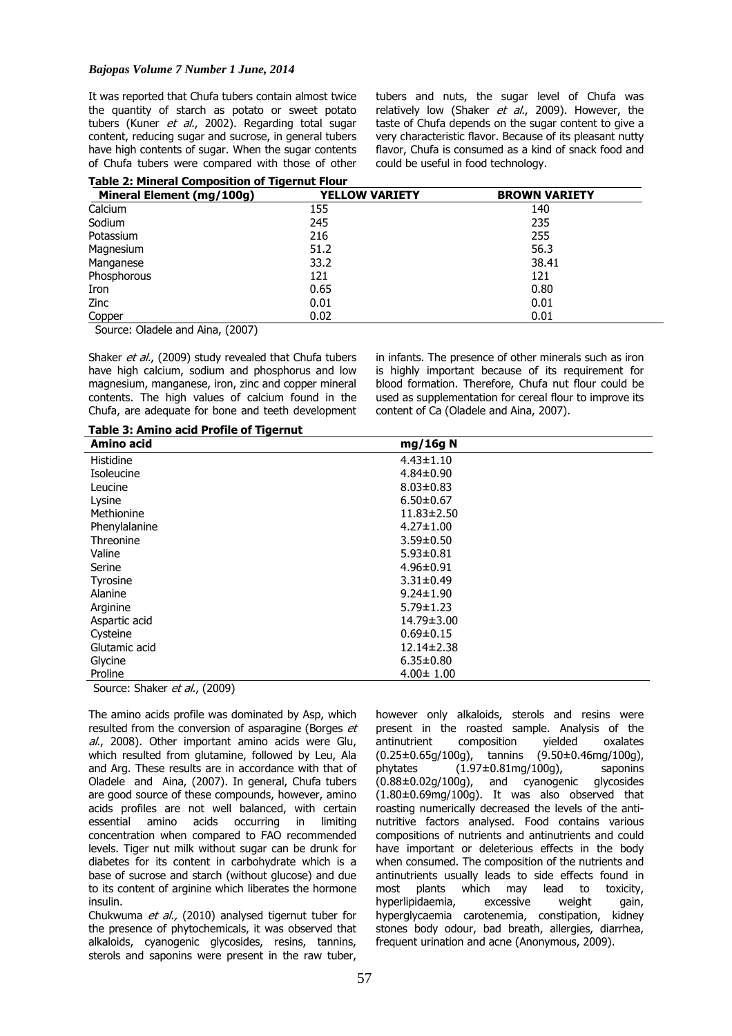It was reported that Chufa tubers contain almost twice the quantity of starch as potato or sweet potato tubers (Kuner *et al.*, 2002). Regarding total sugar content, reducing sugar and sucrose, in general tubers have high contents of sugar. When the sugar contents of Chufa tubers were compared with those of other tubers and nuts, the sugar level of Chufa was relatively low (Shaker *et al.*, 2009). However, the taste of Chufa depends on the sugar content to give a very characteristic flavor. Because of its pleasant nutty flavor, Chufa is consumed as a kind of snack food and could be useful in food technology.

**Table 2: Mineral Composition of Tigernut Flour**

| Mineral Element (mg/100g) | YELLOW VARIETY | BROWN VARIETY |
|---|---|---|
| Calcium | 155 | 140 |
| Sodium | 245 | 235 |
| Potassium | 216 | 255 |
| Magnesium | 51.2 | 56.3 |
| Manganese | 33.2 | 38.41 |
| Phosphorous | 121 | 121 |
| Iron | 0.65 | 0.80 |
| Zinc | 0.01 | 0.01 |
| Copper | 0.02 | 0.01 |

Source: Oladele and Aina, (2007)

Shaker *et al.*, (2009) study revealed that Chufa tubers have high calcium, sodium and phosphorus and low magnesium, manganese, iron, zinc and copper mineral contents. The high values of calcium found in the Chufa, are adequate for bone and teeth development in infants. The presence of other minerals such as iron is highly important because of its requirement for blood formation. Therefore, Chufa nut flour could be used as supplementation for cereal flour to improve its content of Ca (Oladele and Aina, 2007).

**Table 3: Amino acid Profile of Tigernut**

| Amino acid | mg/16g N |
|---|---|
| Histidine | 4.43±1.10 |
| Isoleucine | 4.84±0.90 |
| Leucine | 8.03±0.83 |
| Lysine | 6.50±0.67 |
| Methionine | 11.83±2.50 |
| Phenylalanine | 4.27±1.00 |
| Threonine | 3.59±0.50 |
| Valine | 5.93±0.81 |
| Serine | 4.96±0.91 |
| Tyrosine | 3.31±0.49 |
| Alanine | 9.24±1.90 |
| Arginine | 5.79±1.23 |
| Aspartic acid | 14.79±3.00 |
| Cysteine | 0.69±0.15 |
| Glutamic acid | 12.14±2.38 |
| Glycine | 6.35±0.80 |
| Proline | 4.00± 1.00 |

Source: Shaker *et al.*, (2009)

The amino acids profile was dominated by Asp, which resulted from the conversion of asparagine (Borges *et al.*, 2008). Other important amino acids were Glu, which resulted from glutamine, followed by Leu, Ala and Arg. These results are in accordance with that of Oladele and Aina, (2007). In general, Chufa tubers are good source of these compounds, however, amino acids profiles are not well balanced, with certain essential amino acids occurring in limiting concentration when compared to FAO recommended levels. Tiger nut milk without sugar can be drunk for diabetes for its content in carbohydrate which is a base of sucrose and starch (without glucose) and due to its content of arginine which liberates the hormone insulin.

Chukwuma *et al.,* (2010) analysed tigernut tuber for the presence of phytochemicals, it was observed that alkaloids, cyanogenic glycosides, resins, tannins, sterols and saponins were present in the raw tuber, however only alkaloids, sterols and resins were present in the roasted sample. Analysis of the antinutrient composition yielded oxalates (0.25±0.65g/100g), tannins (9.50±0.46mg/100g), phytates (1.97±0.81mg/100g), saponins (0.88±0.02g/100g), and cyanogenic glycosides (1.80±0.69mg/100g). It was also observed that roasting numerically decreased the levels of the anti-nutritive factors analysed. Food contains various compositions of nutrients and antinutrients and could have important or deleterious effects in the body when consumed. The composition of the nutrients and antinutrients usually leads to side effects found in most plants which may lead to toxicity, hyperlipidaemia, excessive weight gain, hyperglycaemia carotenemia, constipation, kidney stones body odour, bad breath, allergies, diarrhea, frequent urination and acne (Anonymous, 2009).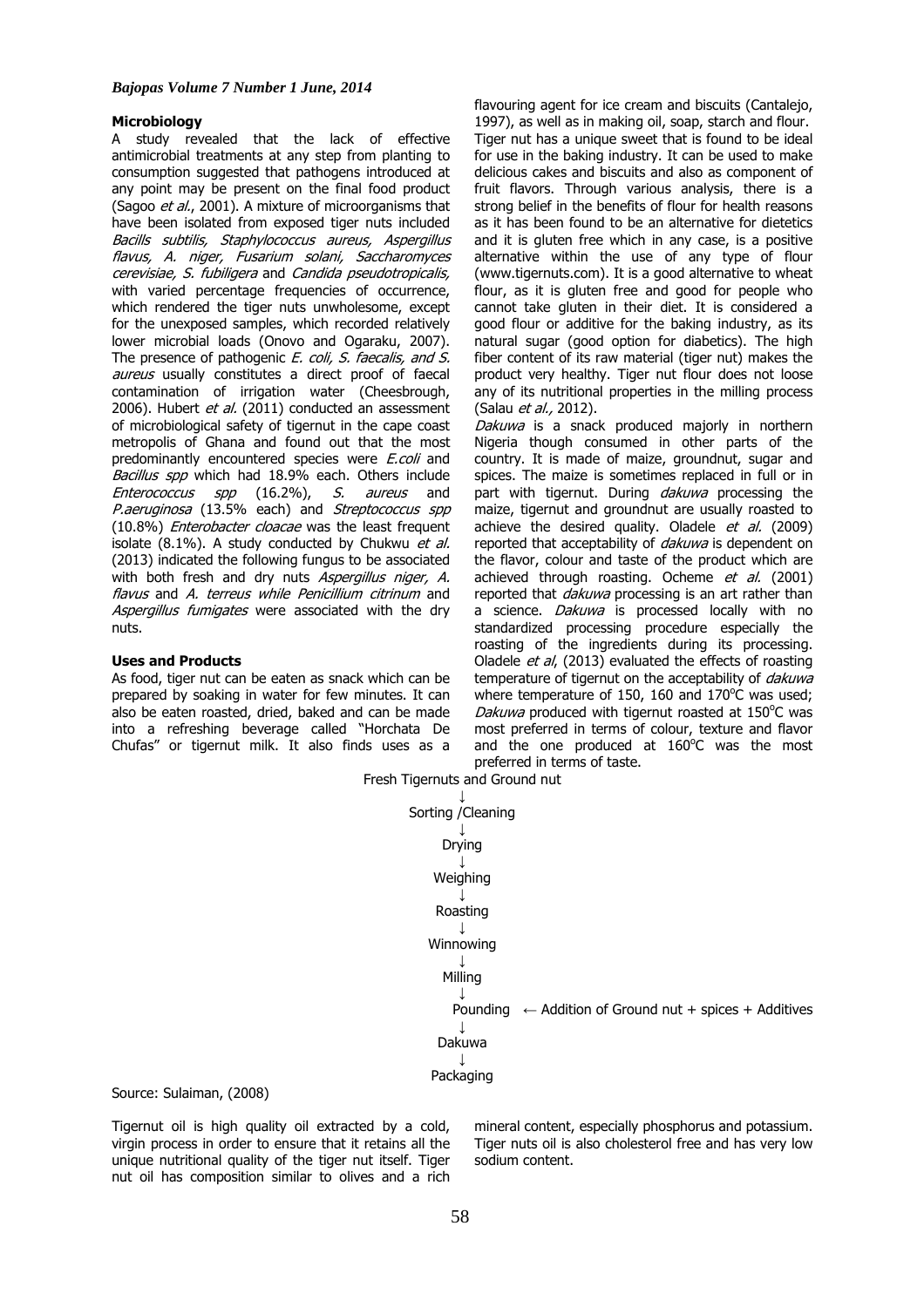### Microbiology

A study revealed that the lack of effective antimicrobial treatments at any step from planting to consumption suggested that pathogens introduced at any point may be present on the final food product (Sagoo *et al*., 2001). A mixture of microorganisms that have been isolated from exposed tiger nuts included *Bacills subtilis, Staphylococcus aureus, Aspergillus flavus, A. niger, Fusarium solani, Saccharomyces cerevisiae, S. fubiligera* and *Candida pseudotropicalis,* with varied percentage frequencies of occurrence, which rendered the tiger nuts unwholesome, except for the unexposed samples, which recorded relatively lower microbial loads (Onovo and Ogaraku, 2007). The presence of pathogenic *E. coli, S. faecalis, and S. aureus* usually constitutes a direct proof of faecal contamination of irrigation water (Cheesbrough, 2006). Hubert *et al.* (2011) conducted an assessment of microbiological safety of tigernut in the cape coast metropolis of Ghana and found out that the most predominantly encountered species were *E.coli* and *Bacillus spp* which had 18.9% each. Others include *Enterococcus spp* (16.2%), *S. aureus* and *P.aeruginosa* (13.5% each) and *Streptococcus spp* (10.8%) *Enterobacter cloacae* was the least frequent isolate (8.1%). A study conducted by Chukwu *et al.* (2013) indicated the following fungus to be associated with both fresh and dry nuts *Aspergillus niger, A. flavus* and *A. terreus while Penicillium citrinum* and *Aspergillus fumigates* were associated with the dry nuts.

### Uses and Products

As food, tiger nut can be eaten as snack which can be prepared by soaking in water for few minutes. It can also be eaten roasted, dried, baked and can be made into a refreshing beverage called "Horchata De Chufas" or tigernut milk. It also finds uses as a flavouring agent for ice cream and biscuits (Cantalejo, 1997), as well as in making oil, soap, starch and flour. Tiger nut has a unique sweet that is found to be ideal for use in the baking industry. It can be used to make delicious cakes and biscuits and also as component of fruit flavors. Through various analysis, there is a strong belief in the benefits of flour for health reasons as it has been found to be an alternative for dietetics and it is gluten free which in any case, is a positive alternative within the use of any type of flour (www.tigernuts.com). It is a good alternative to wheat flour, as it is gluten free and good for people who cannot take gluten in their diet. It is considered a good flour or additive for the baking industry, as its natural sugar (good option for diabetics). The high fiber content of its raw material (tiger nut) makes the product very healthy. Tiger nut flour does not loose any of its nutritional properties in the milling process (Salau *et al.,* 2012).

*Dakuwa* is a snack produced majorly in northern Nigeria though consumed in other parts of the country. It is made of maize, groundnut, sugar and spices. The maize is sometimes replaced in full or in part with tigernut. During *dakuwa* processing the maize, tigernut and groundnut are usually roasted to achieve the desired quality. Oladele *et al.* (2009) reported that acceptability of *dakuwa* is dependent on the flavor, colour and taste of the product which are achieved through roasting. Ocheme *et al.* (2001) reported that *dakuwa* processing is an art rather than a science. *Dakuwa* is processed locally with no standardized processing procedure especially the roasting of the ingredients during its processing. Oladele *et al*, (2013) evaluated the effects of roasting temperature of tigernut on the acceptability of *dakuwa* where temperature of 150, 160 and 170°C was used; *Dakuwa* produced with tigernut roasted at 150°C was most preferred in terms of colour, texture and flavor and the one produced at 160°C was the most preferred in terms of taste.

Fresh Tigernuts and Ground nut
↓
Sorting /Cleaning
↓
Drying
↓
Weighing
↓
Roasting
↓
Winnowing
↓
Milling
↓
Pounding ← Addition of Ground nut + spices + Additives
↓
Dakuwa
↓
Packaging

Source: Sulaiman, (2008)

Tigernut oil is high quality oil extracted by a cold, virgin process in order to ensure that it retains all the unique nutritional quality of the tiger nut itself. Tiger nut oil has composition similar to olives and a rich mineral content, especially phosphorus and potassium. Tiger nuts oil is also cholesterol free and has very low sodium content.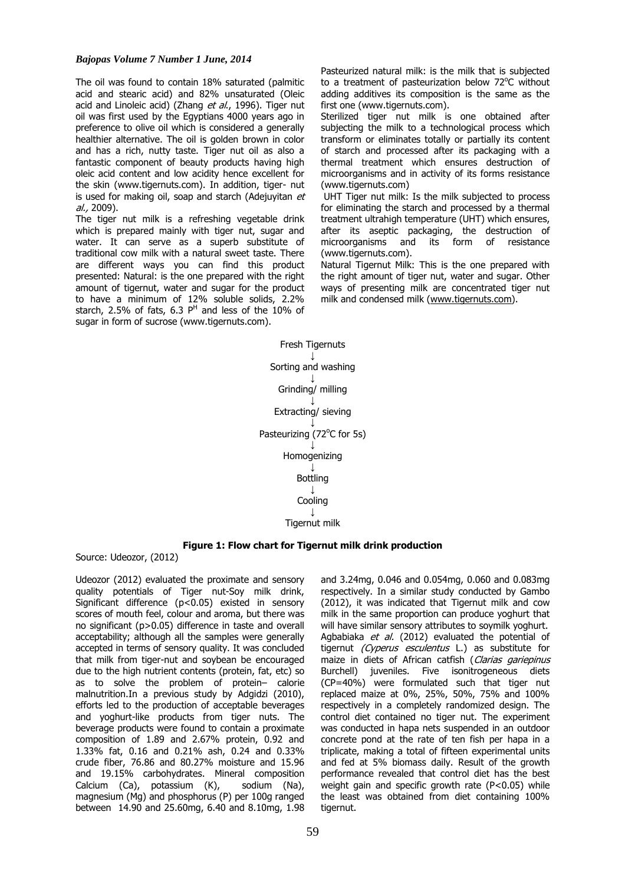The oil was found to contain 18% saturated (palmitic acid and stearic acid) and 82% unsaturated (Oleic acid and Linoleic acid) (Zhang *et al.*, 1996). Tiger nut oil was first used by the Egyptians 4000 years ago in preference to olive oil which is considered a generally healthier alternative. The oil is golden brown in color and has a rich, nutty taste. Tiger nut oil as also a fantastic component of beauty products having high oleic acid content and low acidity hence excellent for the skin (www.tigernuts.com). In addition, tiger- nut is used for making oil, soap and starch (Adejuyitan *et al.,* 2009).

The tiger nut milk is a refreshing vegetable drink which is prepared mainly with tiger nut, sugar and water. It can serve as a superb substitute of traditional cow milk with a natural sweet taste. There are different ways you can find this product presented: Natural: is the one prepared with the right amount of tigernut, water and sugar for the product to have a minimum of 12% soluble solids, 2.2% starch, 2.5% of fats, 6.3 $P^H$ and less of the 10% of sugar in form of sucrose (www.tigernuts.com).

Pasteurized natural milk: is the milk that is subjected to a treatment of pasteurization below 72°C without adding additives its composition is the same as the first one (www.tigernuts.com).

Sterilized tiger nut milk is one obtained after subjecting the milk to a technological process which transform or eliminates totally or partially its content of starch and processed after its packaging with a thermal treatment which ensures destruction of microorganisms and in activity of its forms resistance (www.tigernuts.com)

UHT Tiger nut milk: Is the milk subjected to process for eliminating the starch and processed by a thermal treatment ultrahigh temperature (UHT) which ensures, after its aseptic packaging, the destruction of microorganisms and its form of resistance (www.tigernuts.com).

Natural Tigernut Milk: This is the one prepared with the right amount of tiger nut, water and sugar. Other ways of presenting milk are concentrated tiger nut milk and condensed milk (www.tigernuts.com).

Fresh Tigernuts
↓
Sorting and washing
↓
Grinding/ milling
↓
Extracting/ sieving
↓
Pasteurizing (72°C for 5s)
↓
Homogenizing
↓
Bottling
↓
Cooling
↓
Tigernut milk

**Figure 1: Flow chart for Tigernut milk drink production**

Source: Udeozor, (2012)

Udeozor (2012) evaluated the proximate and sensory quality potentials of Tiger nut-Soy milk drink, Significant difference ($p<0.05$) existed in sensory scores of mouth feel, colour and aroma, but there was no significant ($p>0.05$) difference in taste and overall acceptability; although all the samples were generally accepted in terms of sensory quality. It was concluded that milk from tiger-nut and soybean be encouraged due to the high nutrient contents (protein, fat, etc) so as to solve the problem of protein– calorie malnutrition.In a previous study by Adgidzi (2010), efforts led to the production of acceptable beverages and yoghurt-like products from tiger nuts. The beverage products were found to contain a proximate composition of 1.89 and 2.67% protein, 0.92 and 1.33% fat, 0.16 and 0.21% ash, 0.24 and 0.33% crude fiber, 76.86 and 80.27% moisture and 15.96 and 19.15% carbohydrates. Mineral composition Calcium (Ca), potassium (K), sodium (Na), magnesium (Mg) and phosphorus (P) per 100g ranged between 14.90 and 25.60mg, 6.40 and 8.10mg, 1.98 and 3.24mg, 0.046 and 0.054mg, 0.060 and 0.083mg respectively. In a similar study conducted by Gambo (2012), it was indicated that Tigernut milk and cow milk in the same proportion can produce yoghurt that will have similar sensory attributes to soymilk yoghurt.

Agbabiaka *et al.* (2012) evaluated the potential of tigernut *(Cyperus esculentus* L.) as substitute for maize in diets of African catfish (*Clarias gariepinus* Burchell) juveniles. Five isonitrogeneous diets (CP=40%) were formulated such that tiger nut replaced maize at 0%, 25%, 50%, 75% and 100% respectively in a completely randomized design. The control diet contained no tiger nut. The experiment was conducted in hapa nets suspended in an outdoor concrete pond at the rate of ten fish per hapa in a triplicate, making a total of fifteen experimental units and fed at 5% biomass daily. Result of the growth performance revealed that control diet has the best weight gain and specific growth rate ($P<0.05$) while the least was obtained from diet containing 100% tigernut.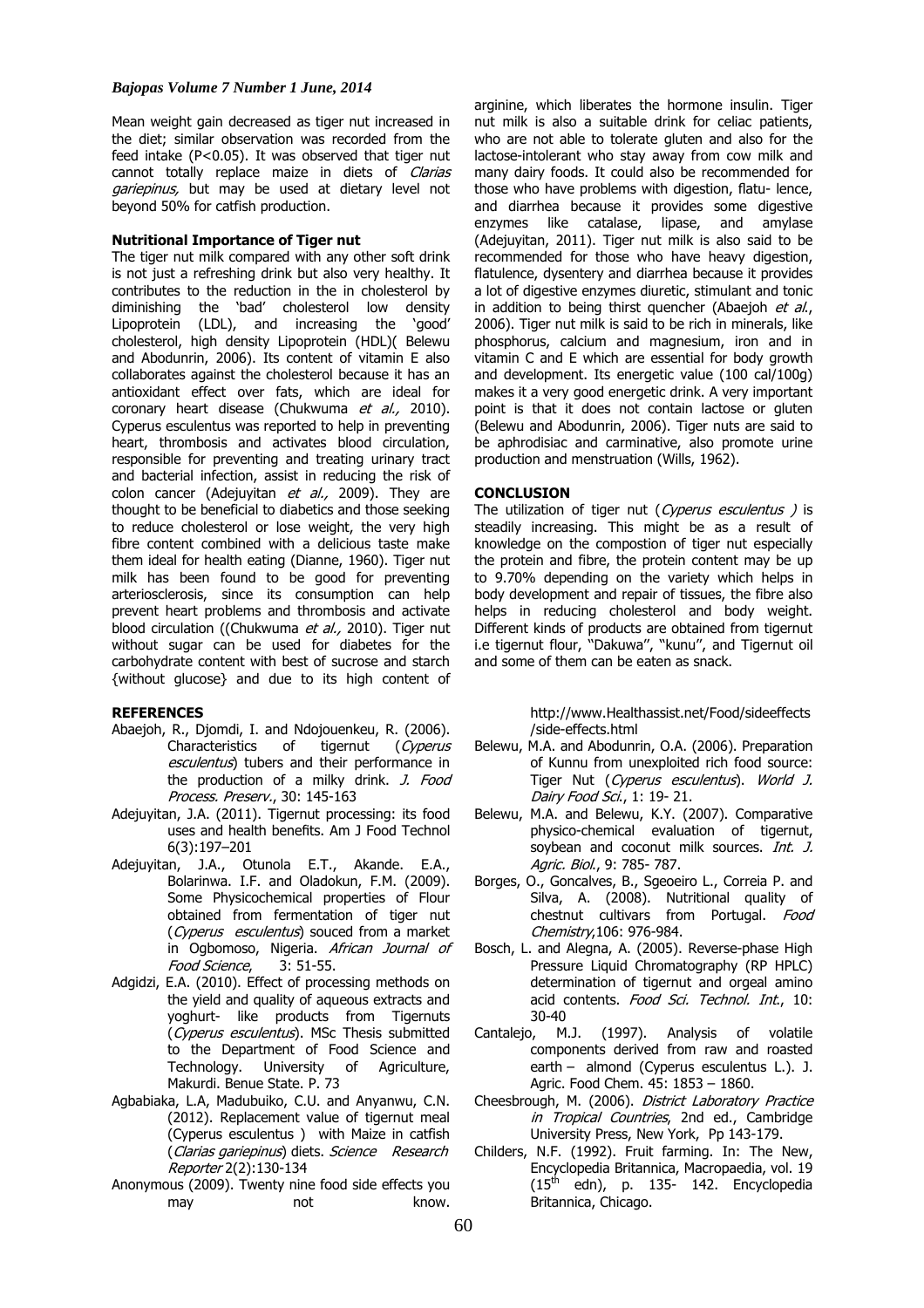Mean weight gain decreased as tiger nut increased in the diet; similar observation was recorded from the feed intake (P<0.05). It was observed that tiger nut cannot totally replace maize in diets of *Clarias gariepinus,* but may be used at dietary level not beyond 50% for catfish production.

**Nutritional Importance of Tiger nut**

The tiger nut milk compared with any other soft drink is not just a refreshing drink but also very healthy. It contributes to the reduction in the in cholesterol by diminishing the 'bad' cholesterol low density Lipoprotein (LDL), and increasing the 'good' cholesterol, high density Lipoprotein (HDL)( Belewu and Abodunrin, 2006). Its content of vitamin E also collaborates against the cholesterol because it has an antioxidant effect over fats, which are ideal for coronary heart disease (Chukwuma *et al.,* 2010). Cyperus esculentus was reported to help in preventing heart, thrombosis and activates blood circulation, responsible for preventing and treating urinary tract and bacterial infection, assist in reducing the risk of colon cancer (Adejuyitan *et al.,* 2009). They are thought to be beneficial to diabetics and those seeking to reduce cholesterol or lose weight, the very high fibre content combined with a delicious taste make them ideal for health eating (Dianne, 1960). Tiger nut milk has been found to be good for preventing arteriosclerosis, since its consumption can help prevent heart problems and thrombosis and activate blood circulation ((Chukwuma *et al.,* 2010). Tiger nut without sugar can be used for diabetes for the carbohydrate content with best of sucrose and starch {without glucose} and due to its high content of arginine, which liberates the hormone insulin. Tiger nut milk is also a suitable drink for celiac patients, who are not able to tolerate gluten and also for the lactose-intolerant who stay away from cow milk and many dairy foods. It could also be recommended for those who have problems with digestion, flatu- lence, and diarrhea because it provides some digestive enzymes like catalase, lipase, and amylase (Adejuyitan, 2011). Tiger nut milk is also said to be recommended for those who have heavy digestion, flatulence, dysentery and diarrhea because it provides a lot of digestive enzymes diuretic, stimulant and tonic in addition to being thirst quencher (Abaejoh *et al.*, 2006). Tiger nut milk is said to be rich in minerals, like phosphorus, calcium and magnesium, iron and in vitamin C and E which are essential for body growth and development. Its energetic value (100 cal/100g) makes it a very good energetic drink. A very important point is that it does not contain lactose or gluten (Belewu and Abodunrin, 2006). Tiger nuts are said to be aphrodisiac and carminative, also promote urine production and menstruation (Wills, 1962).

## CONCLUSION

The utilization of tiger nut (*Cyperus esculentus )* is steadily increasing. This might be as a result of knowledge on the compostion of tiger nut especially the protein and fibre, the protein content may be up to 9.70% depending on the variety which helps in body development and repair of tissues, the fibre also helps in reducing cholesterol and body weight. Different kinds of products are obtained from tigernut i.e tigernut flour, "Dakuwa'', "kunu", and Tigernut oil and some of them can be eaten as snack.

## REFERENCES

- Abaejoh, R., Djomdi, I. and Ndojouenkeu, R. (2006). Characteristics of tigernut (*Cyperus esculentus*) tubers and their performance in the production of a milky drink. *J. Food Process. Preserv*., 30: 145-163
- Adejuyitan, J.A. (2011). Tigernut processing: its food uses and health benefits. Am J Food Technol 6(3):197–201
- Adejuyitan, J.A., Otunola E.T., Akande. E.A., Bolarinwa. I.F. and Oladokun, F.M. (2009). Some Physicochemical properties of Flour obtained from fermentation of tiger nut (*Cyperus esculentus*) souced from a market in Ogbomoso, Nigeria. *African Journal of Food Science*, 3: 51-55.
- Adgidzi, E.A. (2010). Effect of processing methods on the yield and quality of aqueous extracts and yoghurt- like products from Tigernuts (*Cyperus esculentus*). MSc Thesis submitted to the Department of Food Science and Technology. University of Agriculture, Makurdi. Benue State. P. 73
- Agbabiaka, L.A, Madubuiko, C.U. and Anyanwu, C.N. (2012). Replacement value of tigernut meal (Cyperus esculentus ) with Maize in catfish (*Clarias gariepinus*) diets. *Science Research Reporter* 2(2):130-134
- Anonymous (2009). Twenty nine food side effects you may not know. http://www.Healthassist.net/Food/sideeffects/side-effects.html
- Belewu, M.A. and Abodunrin, O.A. (2006). Preparation of Kunnu from unexploited rich food source: Tiger Nut (*Cyperus esculentus*). *World J. Dairy Food Sci*., 1: 19- 21.
- Belewu, M.A. and Belewu, K.Y. (2007). Comparative physico-chemical evaluation of tigernut, soybean and coconut milk sources. *Int. J. Agric. Biol.*, 9: 785- 787.
- Borges, O., Goncalves, B., Sgeoeiro L., Correia P. and Silva, A. (2008). Nutritional quality of chestnut cultivars from Portugal. *Food Chemistry*,106: 976-984.
- Bosch, L. and Alegna, A. (2005). Reverse-phase High Pressure Liquid Chromatography (RP HPLC) determination of tigernut and orgeal amino acid contents. *Food Sci. Technol. Int.*, 10: 30-40
- Cantalejo, M.J. (1997). Analysis of volatile components derived from raw and roasted earth – almond (Cyperus esculentus L.). J. Agric. Food Chem. 45: 1853 – 1860.
- Cheesbrough, M. (2006). *District Laboratory Practice in Tropical Countries*, 2nd ed., Cambridge University Press, New York, Pp 143-179.
- Childers, N.F. (1992). Fruit farming. In: The New, Encyclopedia Britannica, Macropaedia, vol. 19 (15th edn), p. 135- 142. Encyclopedia Britannica, Chicago.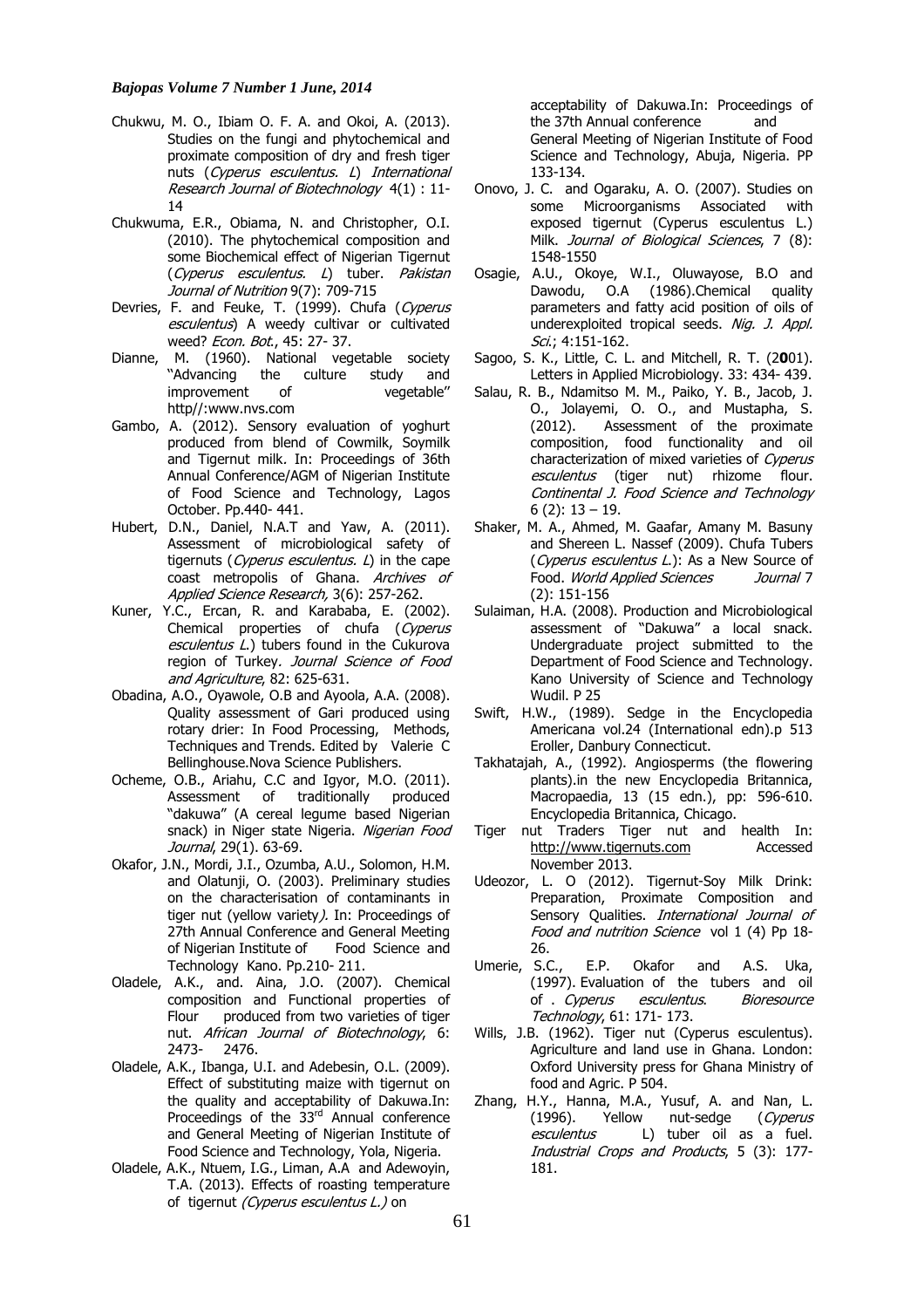Chukwu, M. O., Ibiam O. F. A. and Okoi, A. (2013). Studies on the fungi and phytochemical and proximate composition of dry and fresh tiger nuts (*Cyperus esculentus. L*) *International Research Journal of Biotechnology* 4(1) : 11-14

Chukwuma, E.R., Obiama, N. and Christopher, O.I. (2010). The phytochemical composition and some Biochemical effect of Nigerian Tigernut (*Cyperus esculentus. L*) tuber. *Pakistan Journal of Nutrition* 9(7): 709-715

Devries, F. and Feuke, T. (1999). Chufa (*Cyperus esculentus*) A weedy cultivar or cultivated weed? *Econ. Bot.*, 45: 27- 37.

Dianne, M. (1960). National vegetable society "Advancing the culture study and improvement of vegetable" http//:www.nvs.com

Gambo, A. (2012). Sensory evaluation of yoghurt produced from blend of Cowmilk, Soymilk and Tigernut milk. In: Proceedings of 36th Annual Conference/AGM of Nigerian Institute of Food Science and Technology, Lagos October. Pp.440- 441.

Hubert, D.N., Daniel, N.A.T and Yaw, A. (2011). Assessment of microbiological safety of tigernuts (*Cyperus esculentus. L*) in the cape coast metropolis of Ghana. *Archives of Applied Science Research,* 3(6): 257-262.

Kuner, Y.C., Ercan, R. and Karababa, E. (2002). Chemical properties of chufa (*Cyperus esculentus L.*) tubers found in the Cukurova region of Turkey. *Journal Science of Food and Agriculture*, 82: 625-631.

Obadina, A.O., Oyawole, O.B and Ayoola, A.A. (2008). Quality assessment of Gari produced using rotary drier: In Food Processing, Methods, Techniques and Trends. Edited by Valerie C Bellinghouse.Nova Science Publishers.

Ocheme, O.B., Ariahu, C.C and Igyor, M.O. (2011). Assessment of traditionally produced "dakuwa" (A cereal legume based Nigerian snack) in Niger state Nigeria. *Nigerian Food Journal*, 29(1). 63-69.

Okafor, J.N., Mordi, J.I., Ozumba, A.U., Solomon, H.M. and Olatunji, O. (2003). Preliminary studies on the characterisation of contaminants in tiger nut (yellow variety*).* In: Proceedings of 27th Annual Conference and General Meeting of Nigerian Institute of Food Science and Technology Kano. Pp.210- 211.

Oladele, A.K., and. Aina, J.O. (2007). Chemical composition and Functional properties of Flour produced from two varieties of tiger nut. *African Journal of Biotechnology*, 6: 2473- 2476.

Oladele, A.K., Ibanga, U.I. and Adebesin, O.L. (2009). Effect of substituting maize with tigernut on the quality and acceptability of Dakuwa.In: Proceedings of the 33rd Annual conference and General Meeting of Nigerian Institute of Food Science and Technology, Yola, Nigeria.

Oladele, A.K., Ntuem, I.G., Liman, A.A and Adewoyin, T.A. (2013). Effects of roasting temperature of tigernut *(Cyperus esculentus L.)* on acceptability of Dakuwa.In: Proceedings of the 37th Annual conference and General Meeting of Nigerian Institute of Food Science and Technology, Abuja, Nigeria. PP 133-134.

Onovo, J. C. and Ogaraku, A. O. (2007). Studies on some Microorganisms Associated with exposed tigernut (Cyperus esculentus L.) Milk. *Journal of Biological Sciences*, 7 (8): 1548-1550

Osagie, A.U., Okoye, W.I., Oluwayose, B.O and Dawodu, O.A (1986).Chemical quality parameters and fatty acid position of oils of underexploited tropical seeds. *Nig. J. Appl. Sci.*; 4:151-162.

Sagoo, S. K., Little, C. L. and Mitchell, R. T. (2001). Letters in Applied Microbiology. 33: 434- 439.

Salau, R. B., Ndamitso M. M., Paiko, Y. B., Jacob, J. O., Jolayemi, O. O., and Mustapha, S. (2012). Assessment of the proximate composition, food functionality and oil characterization of mixed varieties of *Cyperus esculentus* (tiger nut) rhizome flour. *Continental J. Food Science and Technology* 6 (2): 13 – 19.

Shaker, M. A., Ahmed, M. Gaafar, Amany M. Basuny and Shereen L. Nassef (2009). Chufa Tubers (*Cyperus esculentus L.*): As a New Source of Food. *World Applied Sciences Journal* 7 (2): 151-156

Sulaiman, H.A. (2008). Production and Microbiological assessment of "Dakuwa" a local snack. Undergraduate project submitted to the Department of Food Science and Technology. Kano University of Science and Technology Wudil. P 25

Swift, H.W., (1989). Sedge in the Encyclopedia Americana vol.24 (International edn).p 513 Eroller, Danbury Connecticut.

Takhatajah, A., (1992). Angiosperms (the flowering plants).in the new Encyclopedia Britannica, Macropaedia, 13 (15 edn.), pp: 596-610. Encyclopedia Britannica, Chicago.

Tiger nut Traders Tiger nut and health In: http://www.tigernuts.com Accessed November 2013.

Udeozor, L. O (2012). Tigernut-Soy Milk Drink: Preparation, Proximate Composition and Sensory Qualities. *International Journal of Food and nutrition Science* vol 1 (4) Pp 18-26.

Umerie, S.C., E.P. Okafor and A.S. Uka, (1997). Evaluation of the tubers and oil of . *Cyperus esculentus*. *Bioresource Technology*, 61: 171- 173.

Wills, J.B. (1962). Tiger nut (Cyperus esculentus). Agriculture and land use in Ghana. London: Oxford University press for Ghana Ministry of food and Agric. P 504.

Zhang, H.Y., Hanna, M.A., Yusuf, A. and Nan, L. (1996). Yellow nut-sedge (*Cyperus esculentus* L) tuber oil as a fuel. *Industrial Crops and Products*, 5 (3): 177-181.